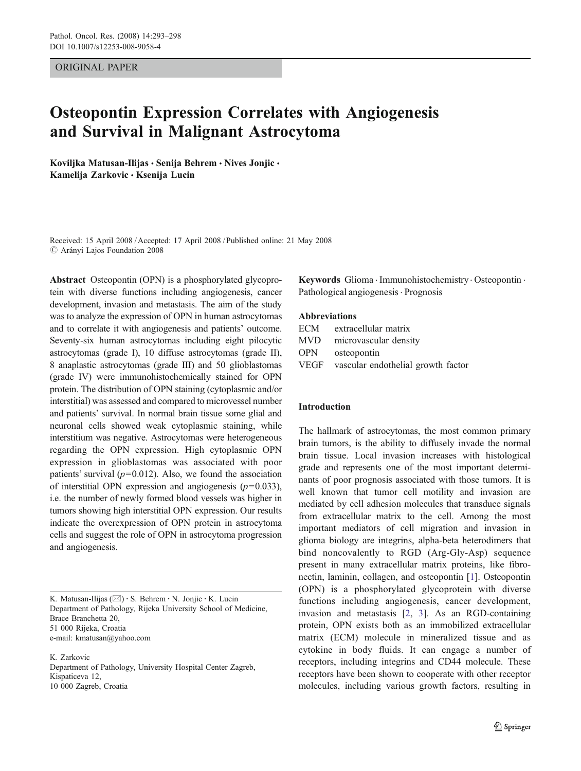ORIGINAL PAPER

# Osteopontin Expression Correlates with Angiogenesis and Survival in Malignant Astrocytoma

**Koviljka Matusan-Ilijas · Senija Behrem · Nives Jonjic · Kamelija Zarkovic · Ksenija Lucin**

Received: 15 April 2008 / Accepted: 17 April 2008 / Published online: 21 May 2008
© Arányi Lajos Foundation 2008

**Abstract** Osteopontin (OPN) is a phosphorylated glycoprotein with diverse functions including angiogenesis, cancer development, invasion and metastasis. The aim of the study was to analyze the expression of OPN in human astrocytomas and to correlate it with angiogenesis and patients' outcome. Seventy-six human astrocytomas including eight pilocytic astrocytomas (grade I), 10 diffuse astrocytomas (grade II), 8 anaplastic astrocytomas (grade III) and 50 glioblastomas (grade IV) were immunohistochemically stained for OPN protein. The distribution of OPN staining (cytoplasmic and/or interstitial) was assessed and compared to microvessel number and patients' survival. In normal brain tissue some glial and neuronal cells showed weak cytoplasmic staining, while interstitium was negative. Astrocytomas were heterogeneous regarding the OPN expression. High cytoplasmic OPN expression in glioblastomas was associated with poor patients' survival ($p=0.012$). Also, we found the association of interstitial OPN expression and angiogenesis ($p=0.033$), i.e. the number of newly formed blood vessels was higher in tumors showing high interstitial OPN expression. Our results indicate the overexpression of OPN protein in astrocytoma cells and suggest the role of OPN in astrocytoma progression and angiogenesis.

**Keywords** Glioma · Immunohistochemistry · Osteopontin · Pathological angiogenesis · Prognosis

**Abbreviations**

ECM extracellular matrix
MVD microvascular density
OPN osteopontin
VEGF vascular endothelial growth factor

K. Matusan-Ilijas (✉) · S. Behrem · N. Jonjic · K. Lucin
Department of Pathology, Rijeka University School of Medicine,
Brace Branchetta 20,
51 000 Rijeka, Croatia
e-mail: kmatusan@yahoo.com

K. Zarkovic
Department of Pathology, University Hospital Center Zagreb,
Kispaticeva 12,
10 000 Zagreb, Croatia

## Introduction

The hallmark of astrocytomas, the most common primary brain tumors, is the ability to diffusely invade the normal brain tissue. Local invasion increases with histological grade and represents one of the most important determinants of poor prognosis associated with those tumors. It is well known that tumor cell motility and invasion are mediated by cell adhesion molecules that transduce signals from extracellular matrix to the cell. Among the most important mediators of cell migration and invasion in glioma biology are integrins, alpha-beta heterodimers that bind noncovalently to RGD (Arg-Gly-Asp) sequence present in many extracellular matrix proteins, like fibronectin, laminin, collagen, and osteopontin [1]. Osteopontin (OPN) is a phosphorylated glycoprotein with diverse functions including angiogenesis, cancer development, invasion and metastasis [2, 3]. As an RGD-containing protein, OPN exists both as an immobilized extracellular matrix (ECM) molecule in mineralized tissue and as cytokine in body fluids. It can engage a number of receptors, including integrins and CD44 molecule. These receptors have been shown to cooperate with other receptor molecules, including various growth factors, resulting in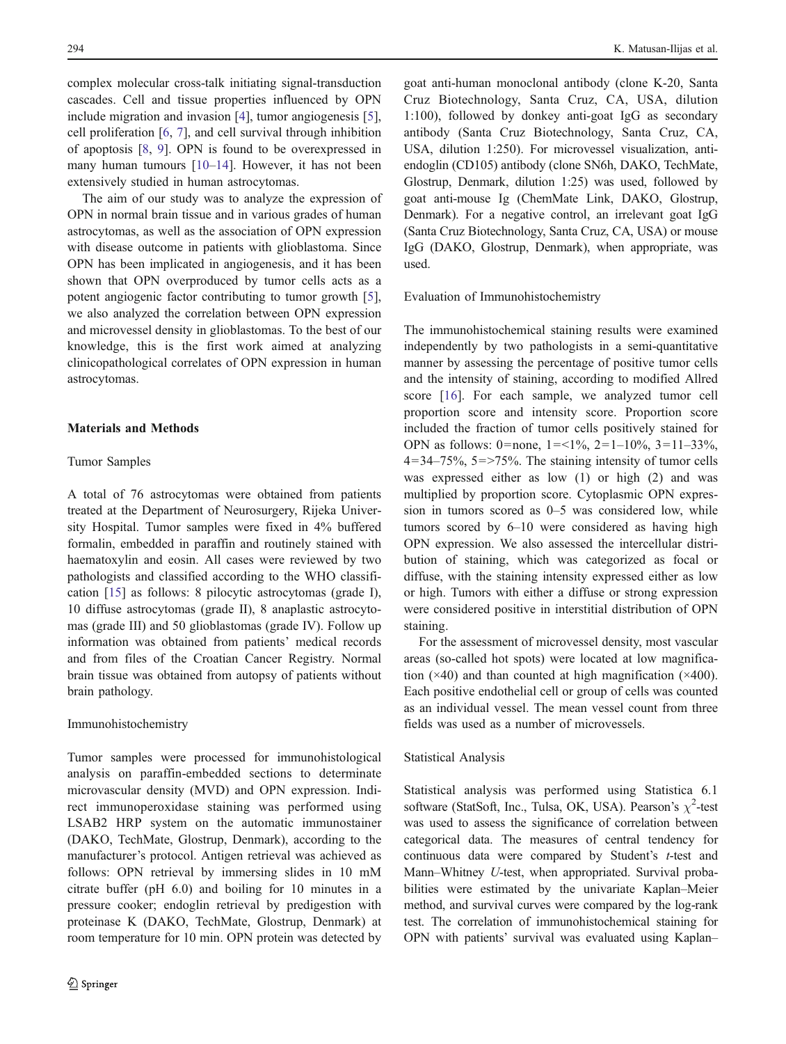complex molecular cross-talk initiating signal-transduction cascades. Cell and tissue properties influenced by OPN include migration and invasion [4], tumor angiogenesis [5], cell proliferation [6, 7], and cell survival through inhibition of apoptosis [8, 9]. OPN is found to be overexpressed in many human tumours [10–14]. However, it has not been extensively studied in human astrocytomas.

The aim of our study was to analyze the expression of OPN in normal brain tissue and in various grades of human astrocytomas, as well as the association of OPN expression with disease outcome in patients with glioblastoma. Since OPN has been implicated in angiogenesis, and it has been shown that OPN overproduced by tumor cells acts as a potent angiogenic factor contributing to tumor growth [5], we also analyzed the correlation between OPN expression and microvessel density in glioblastomas. To the best of our knowledge, this is the first work aimed at analyzing clinicopathological correlates of OPN expression in human astrocytomas.

## Materials and Methods

### Tumor Samples

A total of 76 astrocytomas were obtained from patients treated at the Department of Neurosurgery, Rijeka University Hospital. Tumor samples were fixed in 4% buffered formalin, embedded in paraffin and routinely stained with haematoxylin and eosin. All cases were reviewed by two pathologists and classified according to the WHO classification [15] as follows: 8 pilocytic astrocytomas (grade I), 10 diffuse astrocytomas (grade II), 8 anaplastic astrocytomas (grade III) and 50 glioblastomas (grade IV). Follow up information was obtained from patients' medical records and from files of the Croatian Cancer Registry. Normal brain tissue was obtained from autopsy of patients without brain pathology.

### Immunohistochemistry

Tumor samples were processed for immunohistological analysis on paraffin-embedded sections to determinate microvascular density (MVD) and OPN expression. Indirect immunoperoxidase staining was performed using LSAB2 HRP system on the automatic immunostainer (DAKO, TechMate, Glostrup, Denmark), according to the manufacturer's protocol. Antigen retrieval was achieved as follows: OPN retrieval by immersing slides in 10 mM citrate buffer (pH 6.0) and boiling for 10 minutes in a pressure cooker; endoglin retrieval by predigestion with proteinase K (DAKO, TechMate, Glostrup, Denmark) at room temperature for 10 min. OPN protein was detected by goat anti-human monoclonal antibody (clone K-20, Santa Cruz Biotechnology, Santa Cruz, CA, USA, dilution 1:100), followed by donkey anti-goat IgG as secondary antibody (Santa Cruz Biotechnology, Santa Cruz, CA, USA, dilution 1:250). For microvessel visualization, anti-endoglin (CD105) antibody (clone SN6h, DAKO, TechMate, Glostrup, Denmark, dilution 1:25) was used, followed by goat anti-mouse Ig (ChemMate Link, DAKO, Glostrup, Denmark). For a negative control, an irrelevant goat IgG (Santa Cruz Biotechnology, Santa Cruz, CA, USA) or mouse IgG (DAKO, Glostrup, Denmark), when appropriate, was used.

### Evaluation of Immunohistochemistry

The immunohistochemical staining results were examined independently by two pathologists in a semi-quantitative manner by assessing the percentage of positive tumor cells and the intensity of staining, according to modified Allred score [16]. For each sample, we analyzed tumor cell proportion score and intensity score. Proportion score included the fraction of tumor cells positively stained for OPN as follows: 0=none, 1=<1%, 2=1–10%, 3=11–33%, 4=34–75%, 5=>75%. The staining intensity of tumor cells was expressed either as low (1) or high (2) and was multiplied by proportion score. Cytoplasmic OPN expression in tumors scored as 0–5 was considered low, while tumors scored by 6–10 were considered as having high OPN expression. We also assessed the intercellular distribution of staining, which was categorized as focal or diffuse, with the staining intensity expressed either as low or high. Tumors with either a diffuse or strong expression were considered positive in interstitial distribution of OPN staining.

For the assessment of microvessel density, most vascular areas (so-called hot spots) were located at low magnification (×40) and than counted at high magnification (×400). Each positive endothelial cell or group of cells was counted as an individual vessel. The mean vessel count from three fields was used as a number of microvessels.

### Statistical Analysis

Statistical analysis was performed using Statistica 6.1 software (StatSoft, Inc., Tulsa, OK, USA). Pearson's $\chi^2$-test was used to assess the significance of correlation between categorical data. The measures of central tendency for continuous data were compared by Student's *t*-test and Mann–Whitney *U*-test, when appropriated. Survival probabilities were estimated by the univariate Kaplan–Meier method, and survival curves were compared by the log-rank test. The correlation of immunohistochemical staining for OPN with patients' survival was evaluated using Kaplan–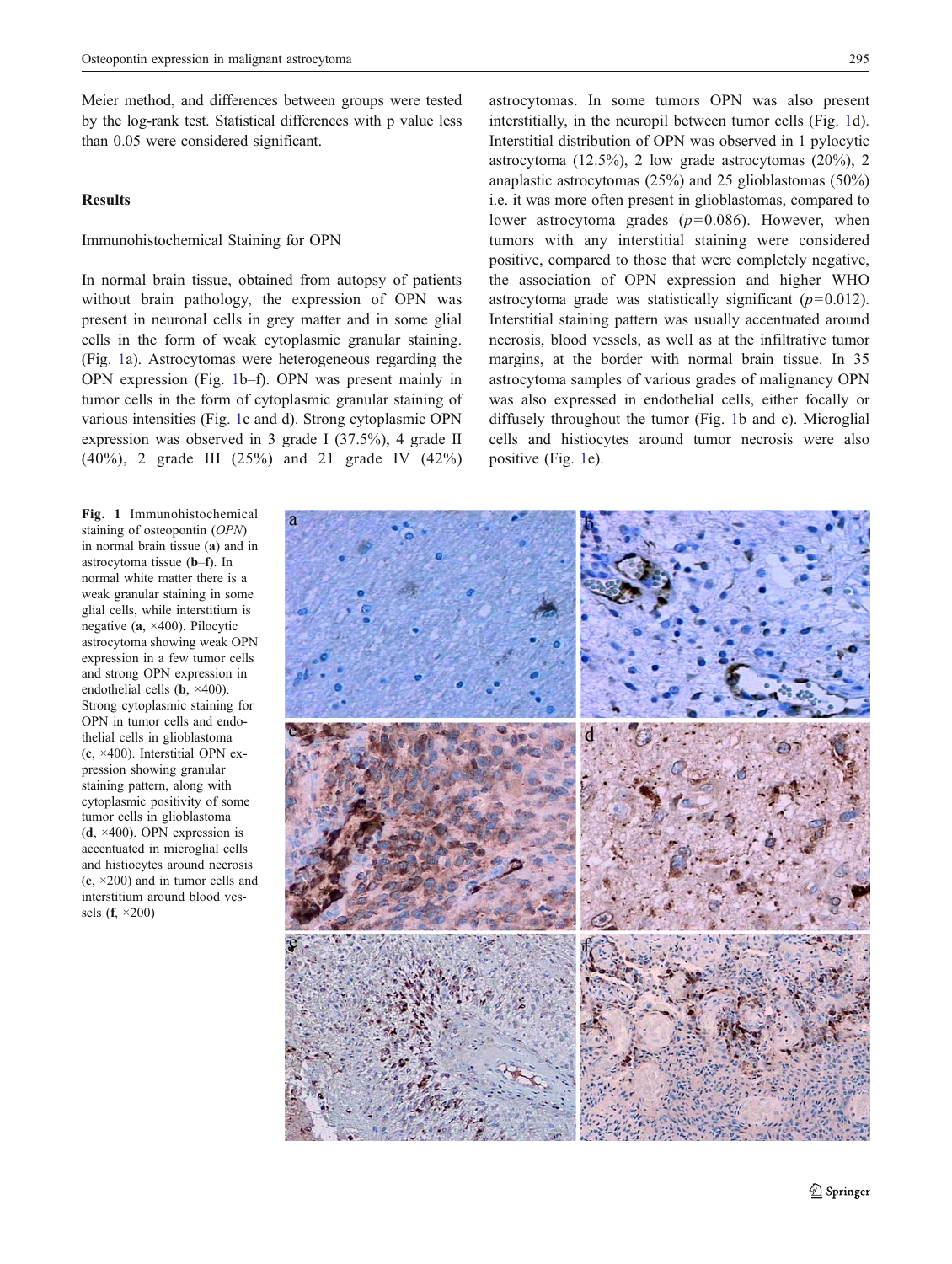Meier method, and differences between groups were tested by the log-rank test. Statistical differences with p value less than 0.05 were considered significant.

## Results

### Immunohistochemical Staining for OPN

In normal brain tissue, obtained from autopsy of patients without brain pathology, the expression of OPN was present in neuronal cells in grey matter and in some glial cells in the form of weak cytoplasmic granular staining. (Fig. 1a). Astrocytomas were heterogeneous regarding the OPN expression (Fig. 1b–f). OPN was present mainly in tumor cells in the form of cytoplasmic granular staining of various intensities (Fig. 1c and d). Strong cytoplasmic OPN expression was observed in 3 grade I (37.5%), 4 grade II (40%), 2 grade III (25%) and 21 grade IV (42%) astrocytomas. In some tumors OPN was also present interstitially, in the neuropil between tumor cells (Fig. 1d). Interstitial distribution of OPN was observed in 1 pylocytic astrocytoma (12.5%), 2 low grade astrocytomas (20%), 2 anaplastic astrocytomas (25%) and 25 glioblastomas (50%) i.e. it was more often present in glioblastomas, compared to lower astrocytoma grades ($p=0.086$). However, when tumors with any interstitial staining were considered positive, compared to those that were completely negative, the association of OPN expression and higher WHO astrocytoma grade was statistically significant ($p=0.012$). Interstitial staining pattern was usually accentuated around necrosis, blood vessels, as well as at the infiltrative tumor margins, at the border with normal brain tissue. In 35 astrocytoma samples of various grades of malignancy OPN was also expressed in endothelial cells, either focally or diffusely throughout the tumor (Fig. 1b and c). Microglial cells and histiocytes around tumor necrosis were also positive (Fig. 1e).

**Fig. 1** Immunohistochemical staining of osteopontin (*OPN*) in normal brain tissue (**a**) and in astrocytoma tissue (**b**–**f**). In normal white matter there is a weak granular staining in some glial cells, while interstitium is negative (**a**, ×400). Pilocytic astrocytoma showing weak OPN expression in a few tumor cells and strong OPN expression in endothelial cells (**b**, ×400). Strong cytoplasmic staining for OPN in tumor cells and endothelial cells in glioblastoma (**c**, ×400). Interstitial OPN expression showing granular staining pattern, along with cytoplasmic positivity of some tumor cells in glioblastoma (**d**, ×400). OPN expression is accentuated in microglial cells and histiocytes around necrosis (**e**, ×200) and in tumor cells and interstitium around blood vessels (**f**, ×200)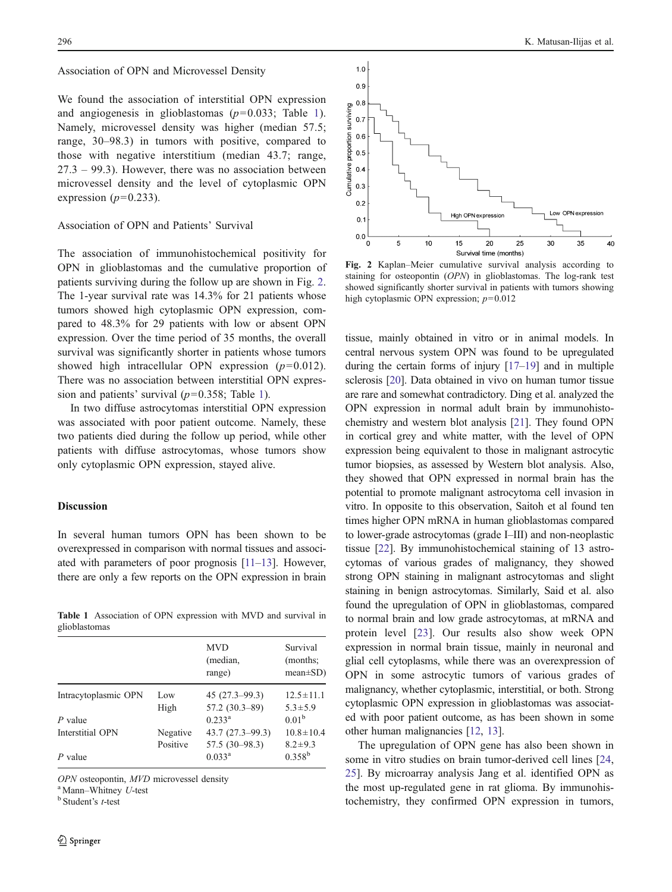### Association of OPN and Microvessel Density

We found the association of interstitial OPN expression and angiogenesis in glioblastomas ($p=0.033$; Table 1). Namely, microvessel density was higher (median 57.5; range, 30–98.3) in tumors with positive, compared to those with negative interstitium (median 43.7; range, 27.3 – 99.3). However, there was no association between microvessel density and the level of cytoplasmic OPN expression ($p=0.233$).

### Association of OPN and Patients' Survival

The association of immunohistochemical positivity for OPN in glioblastomas and the cumulative proportion of patients surviving during the follow up are shown in Fig. 2. The 1-year survival rate was 14.3% for 21 patients whose tumors showed high cytoplasmic OPN expression, compared to 48.3% for 29 patients with low or absent OPN expression. Over the time period of 35 months, the overall survival was significantly shorter in patients whose tumors showed high intracellular OPN expression ($p=0.012$). There was no association between interstitial OPN expression and patients' survival ($p=0.358$; Table 1).

In two diffuse astrocytomas interstitial OPN expression was associated with poor patient outcome. Namely, these two patients died during the follow up period, while other patients with diffuse astrocytomas, whose tumors show only cytoplasmic OPN expression, stayed alive.

**Table 1** Association of OPN expression with MVD and survival in glioblastomas

| | | MVD (median, range) | Survival (months; mean±SD) |
|---|---|---|---|
| Intracytoplasmic OPN | Low | 45 (27.3–99.3) | 12.5±11.1 |
| | High | 57.2 (30.3–89) | 5.3±5.9 |
| *P* value | | 0.233[a] | 0.01[b] |
| Interstitial OPN | Negative | 43.7 (27.3–99.3) | 10.8±10.4 |
| | Positive | 57.5 (30–98.3) | 8.2±9.3 |
| *P* value | | 0.033[a] | 0.358[b] |

*OPN* osteopontin, *MVD* microvessel density

[a] Mann–Whitney *U*-test

[b] Student's *t*-test

**Fig. 2** Kaplan–Meier cumulative survival analysis according to staining for osteopontin (*OPN*) in glioblastomas. The log-rank test showed significantly shorter survival in patients with tumors showing high cytoplasmic OPN expression; $p=0.012$

## Discussion

In several human tumors OPN has been shown to be overexpressed in comparison with normal tissues and associated with parameters of poor prognosis [11–13]. However, there are only a few reports on the OPN expression in brain tissue, mainly obtained in vitro or in animal models. In central nervous system OPN was found to be upregulated during the certain forms of injury [17–19] and in multiple sclerosis [20]. Data obtained in vivo on human tumor tissue are rare and somewhat contradictory. Ding et al. analyzed the OPN expression in normal adult brain by immunohistochemistry and western blot analysis [21]. They found OPN in cortical grey and white matter, with the level of OPN expression being equivalent to those in malignant astrocytic tumor biopsies, as assessed by Western blot analysis. Also, they showed that OPN expressed in normal brain has the potential to promote malignant astrocytoma cell invasion in vitro. In opposite to this observation, Saitoh et al found ten times higher OPN mRNA in human glioblastomas compared to lower-grade astrocytomas (grade I–III) and non-neoplastic tissue [22]. By immunohistochemical staining of 13 astrocytomas of various grades of malignancy, they showed strong OPN staining in malignant astrocytomas and slight staining in benign astrocytomas. Similarly, Said et al. also found the upregulation of OPN in glioblastomas, compared to normal brain and low grade astrocytomas, at mRNA and protein level [23]. Our results also show week OPN expression in normal brain tissue, mainly in neuronal and glial cell cytoplasms, while there was an overexpression of OPN in some astrocytic tumors of various grades of malignancy, whether cytoplasmic, interstitial, or both. Strong cytoplasmic OPN expression in glioblastomas was associated with poor patient outcome, as has been shown in some other human malignancies [12, 13].

The upregulation of OPN gene has also been shown in some in vitro studies on brain tumor-derived cell lines [24, 25]. By microarray analysis Jang et al. identified OPN as the most up-regulated gene in rat glioma. By immunohistochemistry, they confirmed OPN expression in tumors,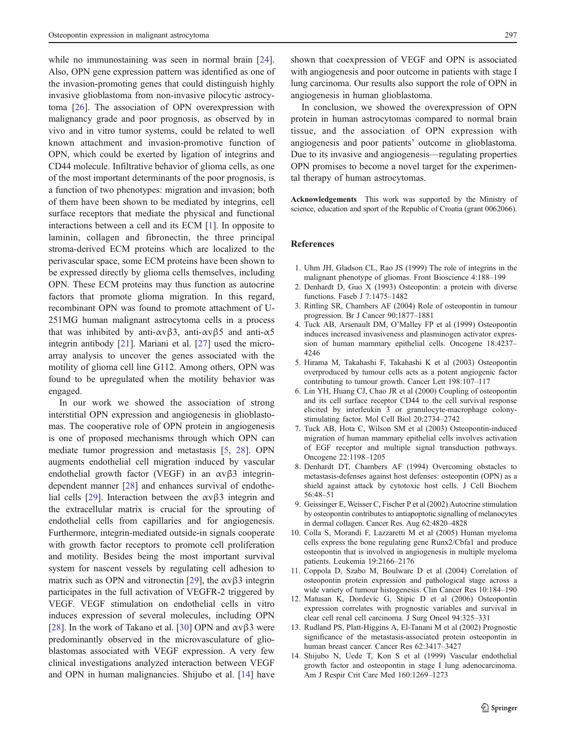while no immunostaining was seen in normal brain [24]. Also, OPN gene expression pattern was identified as one of the invasion-promoting genes that could distinguish highly invasive glioblastoma from non-invasive pilocytic astrocytoma [26]. The association of OPN overexpression with malignancy grade and poor prognosis, as observed by in vivo and in vitro tumor systems, could be related to well known attachment and invasion-promotive function of OPN, which could be exerted by ligation of integrins and CD44 molecule. Infiltrative behavior of glioma cells, as one of the most important determinants of the poor prognosis, is a function of two phenotypes: migration and invasion; both of them have been shown to be mediated by integrins, cell surface receptors that mediate the physical and functional interactions between a cell and its ECM [1]. In opposite to laminin, collagen and fibronectin, the three principal stroma-derived ECM proteins which are localized to the perivascular space, some ECM proteins have been shown to be expressed directly by glioma cells themselves, including OPN. These ECM proteins may thus function as autocrine factors that promote glioma migration. In this regard, recombinant OPN was found to promote attachment of U-251MG human malignant astrocytoma cells in a process that was inhibited by anti-$\alpha v\beta 3$, anti-$\alpha v\beta 5$ and anti-$\alpha 5$ integrin antibody [21]. Mariani et al. [27] used the microarray analysis to uncover the genes associated with the motility of glioma cell line G112. Among others, OPN was found to be upregulated when the motility behavior was engaged.

In our work we showed the association of strong interstitial OPN expression and angiogenesis in glioblastomas. The cooperative role of OPN protein in angiogenesis is one of proposed mechanisms through which OPN can mediate tumor progression and metastasis [5, 28]. OPN augments endothelial cell migration induced by vascular endothelial growth factor (VEGF) in an $\alpha v\beta 3$ integrin-dependent manner [28] and enhances survival of endothelial cells [29]. Interaction between the $\alpha v\beta 3$ integrin and the extracellular matrix is crucial for the sprouting of endothelial cells from capillaries and for angiogenesis. Furthermore, integrin-mediated outside-in signals cooperate with growth factor receptors to promote cell proliferation and motility. Besides being the most important survival system for nascent vessels by regulating cell adhesion to matrix such as OPN and vitronectin [29], the $\alpha v\beta 3$ integrin participates in the full activation of VEGFR-2 triggered by VEGF. VEGF stimulation on endothelial cells in vitro induces expression of several molecules, including OPN [28]. In the work of Takano et al. [30] OPN and $\alpha v\beta 3$ were predominantly observed in the microvasculature of glioblastomas associated with VEGF expression. A very few clinical investigations analyzed interaction between VEGF and OPN in human malignancies. Shijubo et al. [14] have shown that coexpression of VEGF and OPN is associated with angiogenesis and poor outcome in patients with stage I lung carcinoma. Our results also support the role of OPN in angiogenesis in human glioblastoma.

In conclusion, we showed the overexpression of OPN protein in human astrocytomas compared to normal brain tissue, and the association of OPN expression with angiogenesis and poor patients' outcome in glioblastoma. Due to its invasive and angiogenesis—regulating properties OPN promises to become a novel target for the experimental therapy of human astrocytomas.

**Acknowledgements** This work was supported by the Ministry of science, education and sport of the Republic of Croatia (grant 0062066).

## References

1. Uhm JH, Gladson CL, Rao JS (1999) The role of integrins in the malignant phenotype of gliomas. Front Bioscience 4:188–199
2. Denhardt D, Guo X (1993) Osteopontin: a protein with diverse functions. Faseb J 7:1475–1482
3. Rittling SR, Chambers AF (2004) Role of osteopontin in tumour progression. Br J Cancer 90:1877–1881
4. Tuck AB, Arsenault DM, O'Malley FP et al (1999) Osteopontin induces increased invasiveness and plasminogen activator expression of human mammary epithelial cells. Oncogene 18:4237–4246
5. Hirama M, Takahashi F, Takahashi K et al (2003) Osteopontin overproduced by tumour cells acts as a potent angiogenic factor contributing to tumour growth. Cancer Lett 198:107–117
6. Lin YH, Huang CJ, Chao JR et al (2000) Coupling of osteopontin and its cell surface receptor CD44 to the cell survival response elicited by interleukin 3 or granulocyte-macrophage colony-stimulating factor. Mol Cell Biol 20:2734–2742
7. Tuck AB, Hota C, Wilson SM et al (2003) Osteopontin-induced migration of human mammary epithelial cells involves activation of EGF receptor and multiple signal transduction pathways. Oncogene 22:1198–1205
8. Denhardt DT, Chambers AF (1994) Overcoming obstacles to metastasis-defenses against host defenses: osteopontin (OPN) as a shield against attack by cytotoxic host cells. J Cell Biochem 56:48–51
9. Geissinger E, Weisser C, Fischer P et al (2002) Autocrine stimulation by osteopontin contributes to antiapoptotic signalling of melanocytes in dermal collagen. Cancer Res. Aug 62:4820–4828
10. Colla S, Morandi F, Lazzaretti M et al (2005) Human myeloma cells express the bone regulating gene Runx2/Cbfa1 and produce osteopontin that is involved in angiogenesis in multiple myeloma patients. Leukemia 19:2166–2176
11. Coppola D, Szabo M, Boulware D et al (2004) Correlation of osteopontin protein expression and pathological stage across a wide variety of tumour histogenesis. Clin Cancer Res 10:184–190
12. Matusan K, Dordevic G, Stipic D et al (2006) Osteopontin expression correlates with prognostic variables and survival in clear cell renal cell carcinoma. J Surg Oncol 94:325–331
13. Rudland PS, Platt-Higgins A, El-Tanani M et al (2002) Prognostic significance of the metastasis-associated protein osteopontin in human breast cancer. Cancer Res 62:3417–3427
14. Shijubo N, Uede T, Kon S et al (1999) Vascular endothelial growth factor and osteopontin in stage I lung adenocarcinoma. Am J Respir Crit Care Med 160:1269–1273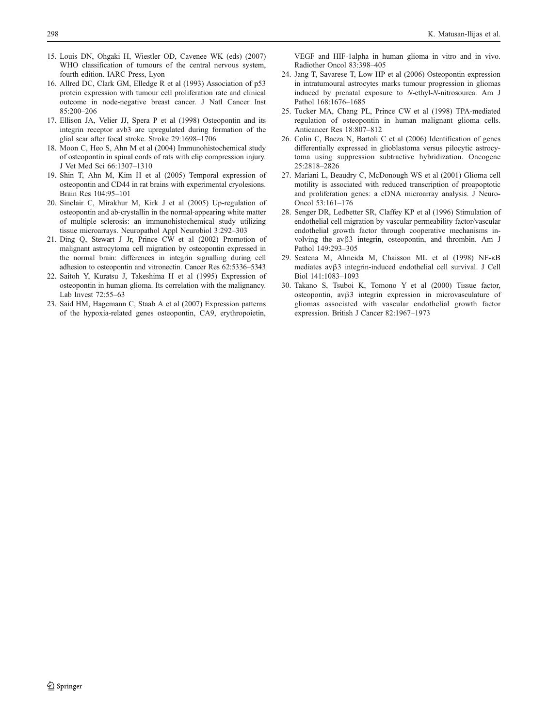15. Louis DN, Ohgaki H, Wiestler OD, Cavenee WK (eds) (2007) WHO classification of tumours of the central nervous system, fourth edition. IARC Press, Lyon
16. Allred DC, Clark GM, Elledge R et al (1993) Association of p53 protein expression with tumour cell proliferation rate and clinical outcome in node-negative breast cancer. J Natl Cancer Inst 85:200–206
17. Ellison JA, Velier JJ, Spera P et al (1998) Osteopontin and its integrin receptor avb3 are upregulated during formation of the glial scar after focal stroke. Stroke 29:1698–1706
18. Moon C, Heo S, Ahn M et al (2004) Immunohistochemical study of osteopontin in spinal cords of rats with clip compression injury. J Vet Med Sci 66:1307–1310
19. Shin T, Ahn M, Kim H et al (2005) Temporal expression of osteopontin and CD44 in rat brains with experimental cryolesions. Brain Res 104:95–101
20. Sinclair C, Mirakhur M, Kirk J et al (2005) Up-regulation of osteopontin and ab-crystallin in the normal-appearing white matter of multiple sclerosis: an immunohistochemical study utilizing tissue microarrays. Neuropathol Appl Neurobiol 3:292–303
21. Ding Q, Stewart J Jr, Prince CW et al (2002) Promotion of malignant astrocytoma cell migration by osteopontin expressed in the normal brain: differences in integrin signalling during cell adhesion to osteopontin and vitronectin. Cancer Res 62:5336–5343
22. Saitoh Y, Kuratsu J, Takeshima H et al (1995) Expression of osteopontin in human glioma. Its correlation with the malignancy. Lab Invest 72:55–63
23. Said HM, Hagemann C, Staab A et al (2007) Expression patterns of the hypoxia-related genes osteopontin, CA9, erythropoietin, VEGF and HIF-1alpha in human glioma in vitro and in vivo. Radiother Oncol 83:398–405
24. Jang T, Savarese T, Low HP et al (2006) Osteopontin expression in intratumoural astrocytes marks tumour progression in gliomas induced by prenatal exposure to *N*-ethyl-*N*-nitrosourea. Am J Pathol 168:1676–1685
25. Tucker MA, Chang PL, Prince CW et al (1998) TPA-mediated regulation of osteopontin in human malignant glioma cells. Anticancer Res 18:807–812
26. Colin C, Baeza N, Bartoli C et al (2006) Identification of genes differentially expressed in glioblastoma versus pilocytic astrocytoma using suppression subtractive hybridization. Oncogene 25:2818–2826
27. Mariani L, Beaudry C, McDonough WS et al (2001) Glioma cell motility is associated with reduced transcription of proapoptotic and proliferation genes: a cDNA microarray analysis. J Neuro-Oncol 53:161–176
28. Senger DR, Ledbetter SR, Claffey KP et al (1996) Stimulation of endothelial cell migration by vascular permeability factor/vascular endothelial growth factor through cooperative mechanisms involving the avβ3 integrin, osteopontin, and thrombin. Am J Pathol 149:293–305
29. Scatena M, Almeida M, Chaisson ML et al (1998) NF-κB mediates avβ3 integrin-induced endothelial cell survival. J Cell Biol 141:1083–1093
30. Takano S, Tsuboi K, Tomono Y et al (2000) Tissue factor, osteopontin, avβ3 integrin expression in microvasculature of gliomas associated with vascular endothelial growth factor expression. British J Cancer 82:1967–1973